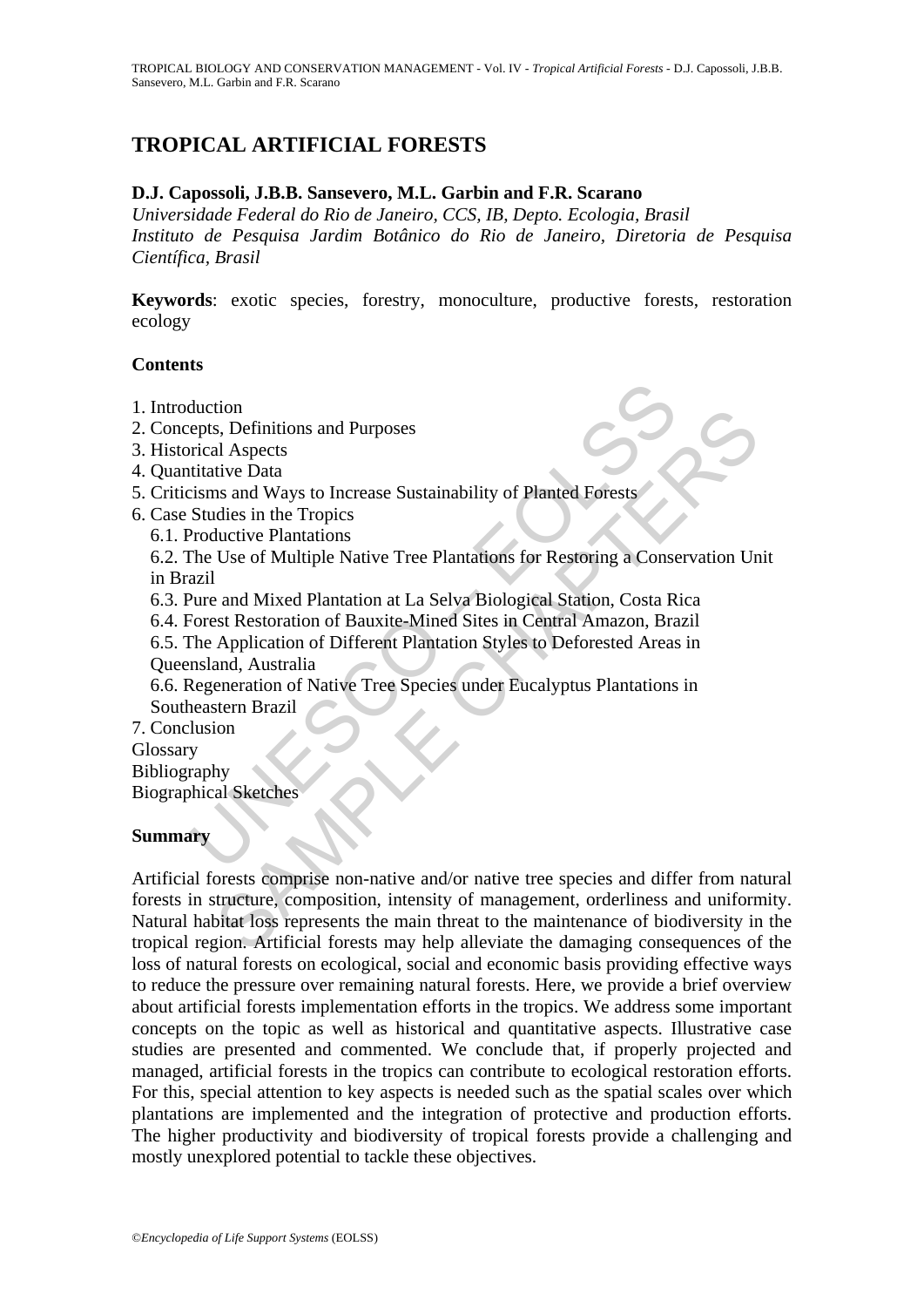# TROPICAL ARTIFICIAL FORESTS

**D.J. Capossoli, J.B.B. Sansevero, M.L. Garbin and F.R. Scarano**

*Universidade Federal do Rio de Janeiro, CCS, IB, Depto. Ecologia, Brasil*
*Instituto de Pesquisa Jardim Botânico do Rio de Janeiro, Diretoria de Pesquisa Científica, Brasil*

**Keywords**: exotic species, forestry, monoculture, productive forests, restoration ecology

## Contents

1. Introduction
2. Concepts, Definitions and Purposes
3. Historical Aspects
4. Quantitative Data
5. Criticisms and Ways to Increase Sustainability of Planted Forests
6. Case Studies in the Tropics
   6.1. Productive Plantations
   6.2. The Use of Multiple Native Tree Plantations for Restoring a Conservation Unit in Brazil
   6.3. Pure and Mixed Plantation at La Selva Biological Station, Costa Rica
   6.4. Forest Restoration of Bauxite-Mined Sites in Central Amazon, Brazil
   6.5. The Application of Different Plantation Styles to Deforested Areas in Queensland, Australia
   6.6. Regeneration of Native Tree Species under Eucalyptus Plantations in Southeastern Brazil
7. Conclusion

Glossary
Bibliography
Biographical Sketches

## Summary

Artificial forests comprise non-native and/or native tree species and differ from natural forests in structure, composition, intensity of management, orderliness and uniformity. Natural habitat loss represents the main threat to the maintenance of biodiversity in the tropical region. Artificial forests may help alleviate the damaging consequences of the loss of natural forests on ecological, social and economic basis providing effective ways to reduce the pressure over remaining natural forests. Here, we provide a brief overview about artificial forests implementation efforts in the tropics. We address some important concepts on the topic as well as historical and quantitative aspects. Illustrative case studies are presented and commented. We conclude that, if properly projected and managed, artificial forests in the tropics can contribute to ecological restoration efforts. For this, special attention to key aspects is needed such as the spatial scales over which plantations are implemented and the integration of protective and production efforts. The higher productivity and biodiversity of tropical forests provide a challenging and mostly unexplored potential to tackle these objectives.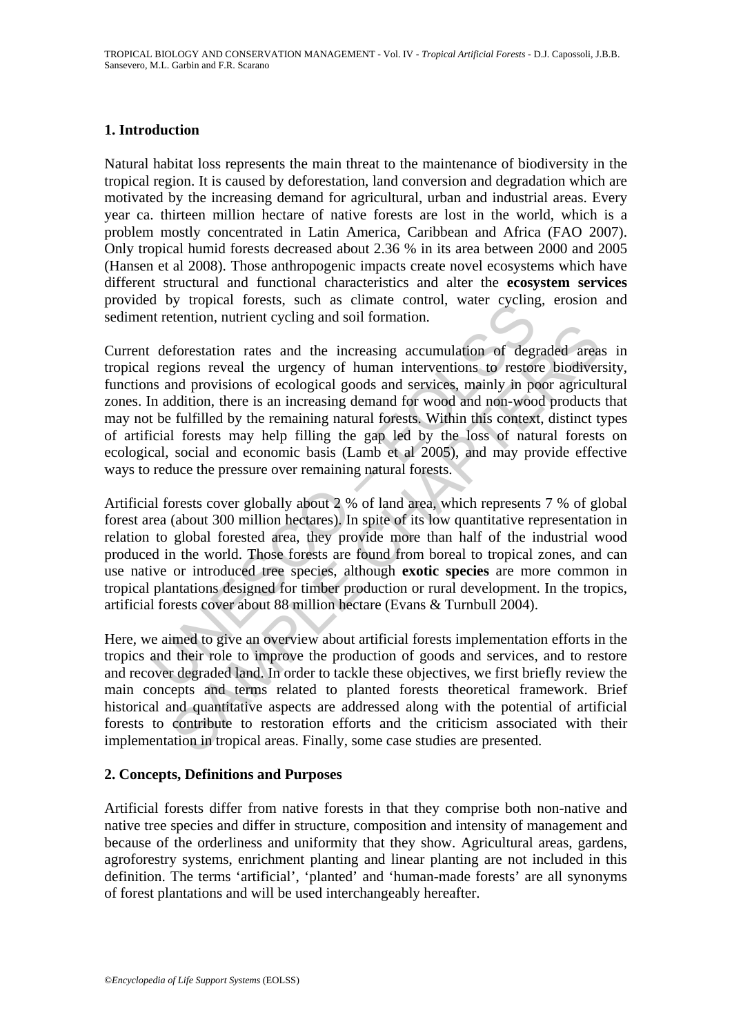## 1. Introduction

Natural habitat loss represents the main threat to the maintenance of biodiversity in the tropical region. It is caused by deforestation, land conversion and degradation which are motivated by the increasing demand for agricultural, urban and industrial areas. Every year ca. thirteen million hectare of native forests are lost in the world, which is a problem mostly concentrated in Latin America, Caribbean and Africa (FAO 2007). Only tropical humid forests decreased about 2.36 % in its area between 2000 and 2005 (Hansen et al 2008). Those anthropogenic impacts create novel ecosystems which have different structural and functional characteristics and alter the **ecosystem services** provided by tropical forests, such as climate control, water cycling, erosion and sediment retention, nutrient cycling and soil formation.

Current deforestation rates and the increasing accumulation of degraded areas in tropical regions reveal the urgency of human interventions to restore biodiversity, functions and provisions of ecological goods and services, mainly in poor agricultural zones. In addition, there is an increasing demand for wood and non-wood products that may not be fulfilled by the remaining natural forests. Within this context, distinct types of artificial forests may help filling the gap led by the loss of natural forests on ecological, social and economic basis (Lamb et al 2005), and may provide effective ways to reduce the pressure over remaining natural forests.

Artificial forests cover globally about 2 % of land area, which represents 7 % of global forest area (about 300 million hectares). In spite of its low quantitative representation in relation to global forested area, they provide more than half of the industrial wood produced in the world. Those forests are found from boreal to tropical zones, and can use native or introduced tree species, although **exotic species** are more common in tropical plantations designed for timber production or rural development. In the tropics, artificial forests cover about 88 million hectare (Evans & Turnbull 2004).

Here, we aimed to give an overview about artificial forests implementation efforts in the tropics and their role to improve the production of goods and services, and to restore and recover degraded land. In order to tackle these objectives, we first briefly review the main concepts and terms related to planted forests theoretical framework. Brief historical and quantitative aspects are addressed along with the potential of artificial forests to contribute to restoration efforts and the criticism associated with their implementation in tropical areas. Finally, some case studies are presented.

## 2. Concepts, Definitions and Purposes

Artificial forests differ from native forests in that they comprise both non-native and native tree species and differ in structure, composition and intensity of management and because of the orderliness and uniformity that they show. Agricultural areas, gardens, agroforestry systems, enrichment planting and linear planting are not included in this definition. The terms 'artificial', 'planted' and 'human-made forests' are all synonyms of forest plantations and will be used interchangeably hereafter.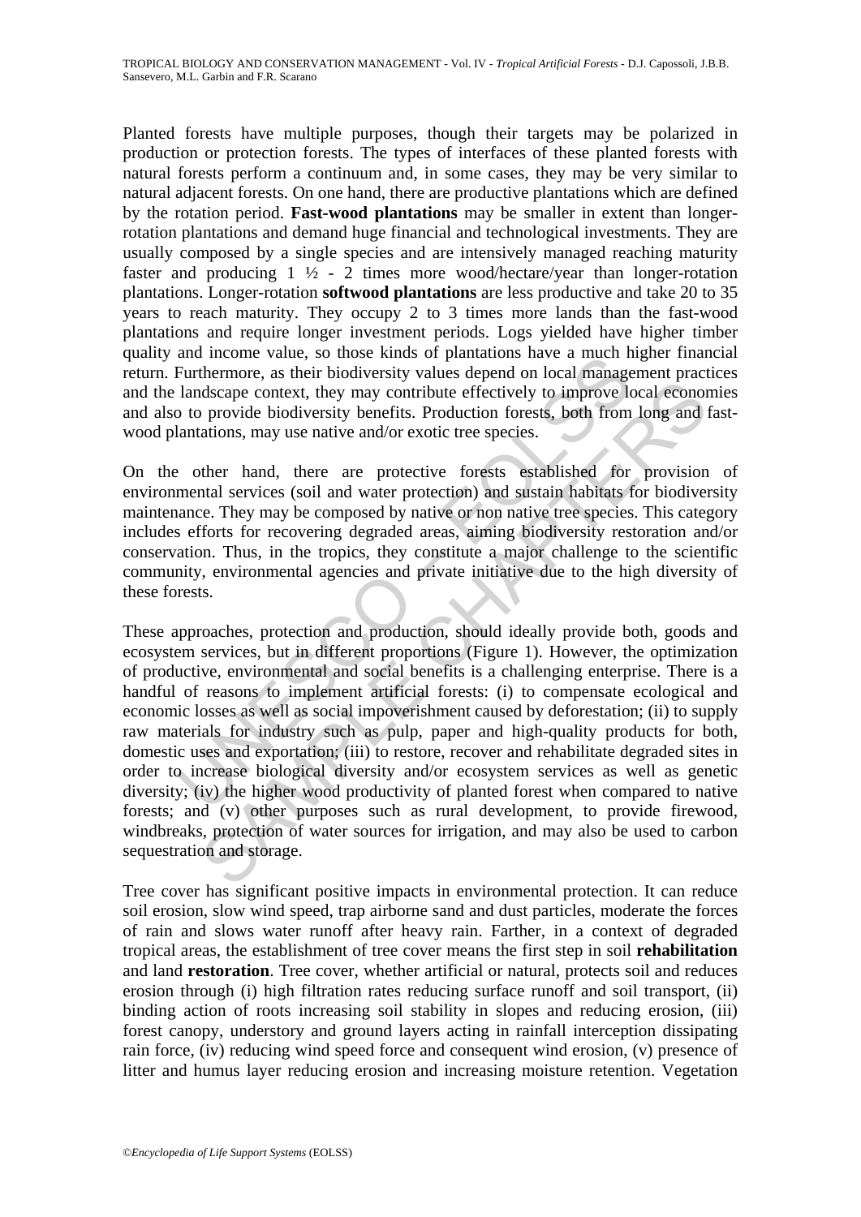Planted forests have multiple purposes, though their targets may be polarized in production or protection forests. The types of interfaces of these planted forests with natural forests perform a continuum and, in some cases, they may be very similar to natural adjacent forests. On one hand, there are productive plantations which are defined by the rotation period. **Fast-wood plantations** may be smaller in extent than longer-rotation plantations and demand huge financial and technological investments. They are usually composed by a single species and are intensively managed reaching maturity faster and producing 1 ½ - 2 times more wood/hectare/year than longer-rotation plantations. Longer-rotation **softwood plantations** are less productive and take 20 to 35 years to reach maturity. They occupy 2 to 3 times more lands than the fast-wood plantations and require longer investment periods. Logs yielded have higher timber quality and income value, so those kinds of plantations have a much higher financial return. Furthermore, as their biodiversity values depend on local management practices and the landscape context, they may contribute effectively to improve local economies and also to provide biodiversity benefits. Production forests, both from long and fast-wood plantations, may use native and/or exotic tree species.

On the other hand, there are protective forests established for provision of environmental services (soil and water protection) and sustain habitats for biodiversity maintenance. They may be composed by native or non native tree species. This category includes efforts for recovering degraded areas, aiming biodiversity restoration and/or conservation. Thus, in the tropics, they constitute a major challenge to the scientific community, environmental agencies and private initiative due to the high diversity of these forests.

These approaches, protection and production, should ideally provide both, goods and ecosystem services, but in different proportions (Figure 1). However, the optimization of productive, environmental and social benefits is a challenging enterprise. There is a handful of reasons to implement artificial forests: (i) to compensate ecological and economic losses as well as social impoverishment caused by deforestation; (ii) to supply raw materials for industry such as pulp, paper and high-quality products for both, domestic uses and exportation; (iii) to restore, recover and rehabilitate degraded sites in order to increase biological diversity and/or ecosystem services as well as genetic diversity; (iv) the higher wood productivity of planted forest when compared to native forests; and (v) other purposes such as rural development, to provide firewood, windbreaks, protection of water sources for irrigation, and may also be used to carbon sequestration and storage.

Tree cover has significant positive impacts in environmental protection. It can reduce soil erosion, slow wind speed, trap airborne sand and dust particles, moderate the forces of rain and slows water runoff after heavy rain. Farther, in a context of degraded tropical areas, the establishment of tree cover means the first step in soil **rehabilitation** and land **restoration**. Tree cover, whether artificial or natural, protects soil and reduces erosion through (i) high filtration rates reducing surface runoff and soil transport, (ii) binding action of roots increasing soil stability in slopes and reducing erosion, (iii) forest canopy, understory and ground layers acting in rainfall interception dissipating rain force, (iv) reducing wind speed force and consequent wind erosion, (v) presence of litter and humus layer reducing erosion and increasing moisture retention. Vegetation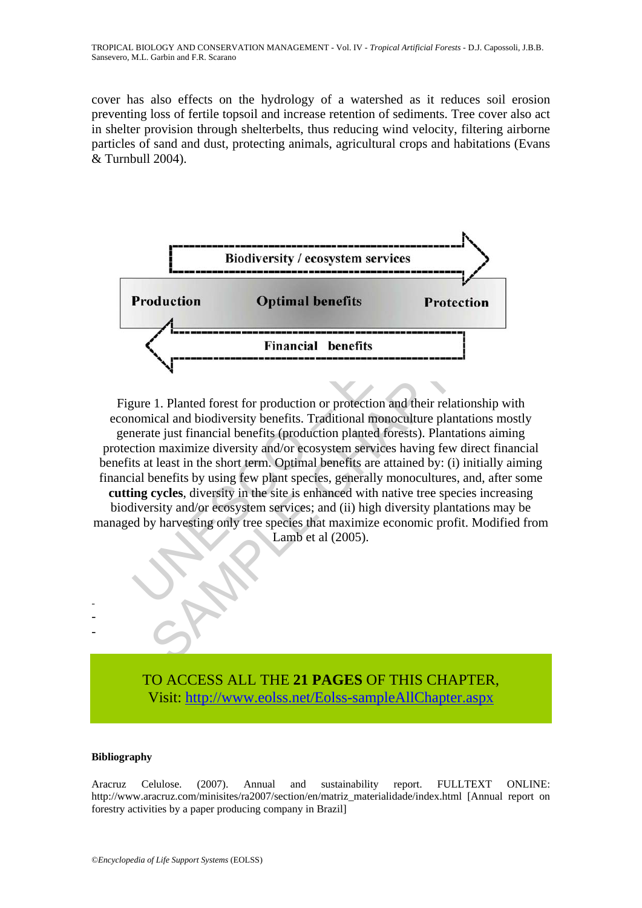cover has also effects on the hydrology of a watershed as it reduces soil erosion preventing loss of fertile topsoil and increase retention of sediments. Tree cover also act in shelter provision through shelterbelts, thus reducing wind velocity, filtering airborne particles of sand and dust, protecting animals, agricultural crops and habitations (Evans & Turnbull 2004).

Biodiversity / ecosystem services

Production — Optimal benefits — Protection

Financial benefits

Figure 1. Planted forest for production or protection and their relationship with economical and biodiversity benefits. Traditional monoculture plantations mostly generate just financial benefits (production planted forests). Plantations aiming protection maximize diversity and/or ecosystem services having few direct financial benefits at least in the short term. Optimal benefits are attained by: (i) initially aiming financial benefits by using few plant species, generally monocultures, and, after some **cutting cycles**, diversity in the site is enhanced with native tree species increasing biodiversity and/or ecosystem services; and (ii) high diversity plantations may be managed by harvesting only tree species that maximize economic profit. Modified from Lamb et al (2005).

-
-
-

TO ACCESS ALL THE **21 PAGES** OF THIS CHAPTER,
Visit: [http://www.eolss.net/Eolss-sampleAllChapter.aspx](http://www.eolss.net/Eolss-sampleAllChapter.aspx)

**Bibliography**

Aracruz Celulose. (2007). Annual and sustainability report. FULLTEXT ONLINE: http://www.aracruz.com/minisites/ra2007/section/en/matriz_materialidade/index.html [Annual report on forestry activities by a paper producing company in Brazil]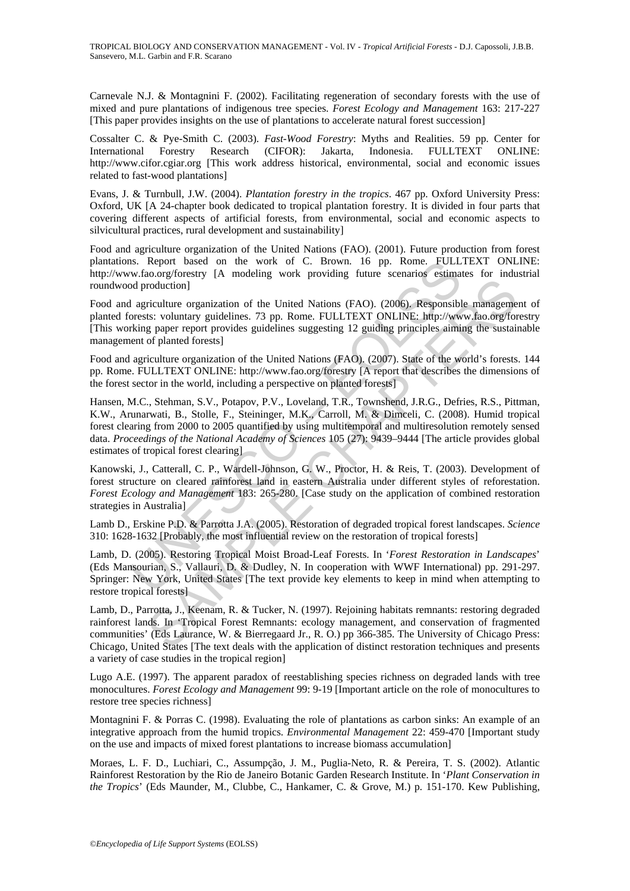Carnevale N.J. & Montagnini F. (2002). Facilitating regeneration of secondary forests with the use of mixed and pure plantations of indigenous tree species. *Forest Ecology and Management* 163: 217-227 [This paper provides insights on the use of plantations to accelerate natural forest succession]

Cossalter C. & Pye-Smith C. (2003). *Fast-Wood Forestry*: Myths and Realities. 59 pp. Center for International Forestry Research (CIFOR): Jakarta, Indonesia. FULLTEXT ONLINE: http://www.cifor.cgiar.org [This work address historical, environmental, social and economic issues related to fast-wood plantations]

Evans, J. & Turnbull, J.W. (2004). *Plantation forestry in the tropics*. 467 pp. Oxford University Press: Oxford, UK [A 24-chapter book dedicated to tropical plantation forestry. It is divided in four parts that covering different aspects of artificial forests, from environmental, social and economic aspects to silvicultural practices, rural development and sustainability]

Food and agriculture organization of the United Nations (FAO). (2001). Future production from forest plantations. Report based on the work of C. Brown. 16 pp. Rome. FULLTEXT ONLINE: http://www.fao.org/forestry [A modeling work providing future scenarios estimates for industrial roundwood production]

Food and agriculture organization of the United Nations (FAO). (2006). Responsible management of planted forests: voluntary guidelines. 73 pp. Rome. FULLTEXT ONLINE: http://www.fao.org/forestry [This working paper report provides guidelines suggesting 12 guiding principles aiming the sustainable management of planted forests]

Food and agriculture organization of the United Nations (FAO). (2007). State of the world's forests. 144 pp. Rome. FULLTEXT ONLINE: http://www.fao.org/forestry [A report that describes the dimensions of the forest sector in the world, including a perspective on planted forests]

Hansen, M.C., Stehman, S.V., Potapov, P.V., Loveland, T.R., Townshend, J.R.G., Defries, R.S., Pittman, K.W., Arunarwati, B., Stolle, F., Steininger, M.K., Carroll, M. & Dimceli, C. (2008). Humid tropical forest clearing from 2000 to 2005 quantified by using multitemporal and multiresolution remotely sensed data. *Proceedings of the National Academy of Sciences* 105 (27): 9439–9444 [The article provides global estimates of tropical forest clearing]

Kanowski, J., Catterall, C. P., Wardell-Johnson, G. W., Proctor, H. & Reis, T. (2003). Development of forest structure on cleared rainforest land in eastern Australia under different styles of reforestation. *Forest Ecology and Management* 183: 265-280. [Case study on the application of combined restoration strategies in Australia]

Lamb D., Erskine P.D. & Parrotta J.A. (2005). Restoration of degraded tropical forest landscapes. *Science* 310: 1628-1632 [Probably, the most influential review on the restoration of tropical forests]

Lamb, D. (2005). Restoring Tropical Moist Broad-Leaf Forests. In '*Forest Restoration in Landscapes*' (Eds Mansourian, S., Vallauri, D. & Dudley, N. In cooperation with WWF International) pp. 291-297. Springer: New York, United States [The text provide key elements to keep in mind when attempting to restore tropical forests]

Lamb, D., Parrotta, J., Keenam, R. & Tucker, N. (1997). Rejoining habitats remnants: restoring degraded rainforest lands. In 'Tropical Forest Remnants: ecology management, and conservation of fragmented communities' (Eds Laurance, W. & Bierregaard Jr., R. O.) pp 366-385. The University of Chicago Press: Chicago, United States [The text deals with the application of distinct restoration techniques and presents a variety of case studies in the tropical region]

Lugo A.E. (1997). The apparent paradox of reestablishing species richness on degraded lands with tree monocultures. *Forest Ecology and Management* 99: 9-19 [Important article on the role of monocultures to restore tree species richness]

Montagnini F. & Porras C. (1998). Evaluating the role of plantations as carbon sinks: An example of an integrative approach from the humid tropics. *Environmental Management* 22: 459-470 [Important study on the use and impacts of mixed forest plantations to increase biomass accumulation]

Moraes, L. F. D., Luchiari, C., Assumpção, J. M., Puglia-Neto, R. & Pereira, T. S. (2002). Atlantic Rainforest Restoration by the Rio de Janeiro Botanic Garden Research Institute. In '*Plant Conservation in the Tropics*' (Eds Maunder, M., Clubbe, C., Hankamer, C. & Grove, M.) p. 151-170. Kew Publishing,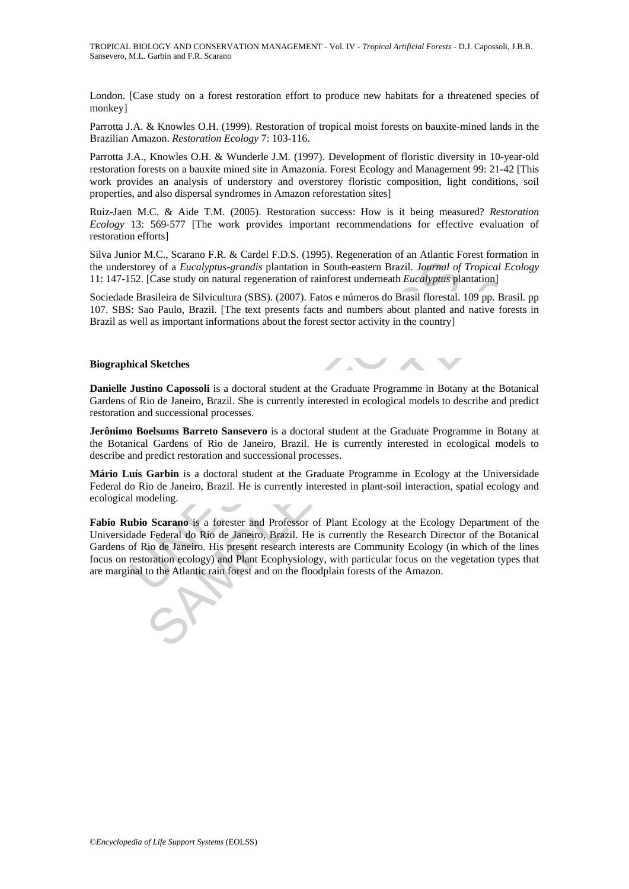London. [Case study on a forest restoration effort to produce new habitats for a threatened species of monkey]

Parrotta J.A. & Knowles O.H. (1999). Restoration of tropical moist forests on bauxite-mined lands in the Brazilian Amazon. *Restoration Ecology* 7: 103-116.

Parrotta J.A., Knowles O.H. & Wunderle J.M. (1997). Development of floristic diversity in 10-year-old restoration forests on a bauxite mined site in Amazonia. Forest Ecology and Management 99: 21-42 [This work provides an analysis of understory and overstorey floristic composition, light conditions, soil properties, and also dispersal syndromes in Amazon reforestation sites]

Ruiz-Jaen M.C. & Aide T.M. (2005). Restoration success: How is it being measured? *Restoration Ecology* 13: 569-577 [The work provides important recommendations for effective evaluation of restoration efforts]

Silva Junior M.C., Scarano F.R. & Cardel F.D.S. (1995). Regeneration of an Atlantic Forest formation in the understorey of a *Eucalyptus-grandis* plantation in South-eastern Brazil. *Journal of Tropical Ecology* 11: 147-152. [Case study on natural regeneration of rainforest underneath *Eucalyptus* plantation]

Sociedade Brasileira de Silvicultura (SBS). (2007). Fatos e números do Brasil florestal. 109 pp. Brasil. pp 107. SBS: Sao Paulo, Brazil. [The text presents facts and numbers about planted and native forests in Brazil as well as important informations about the forest sector activity in the country]

#### Biographical Sketches

**Danielle Justino Capossoli** is a doctoral student at the Graduate Programme in Botany at the Botanical Gardens of Rio de Janeiro, Brazil. She is currently interested in ecological models to describe and predict restoration and successional processes.

**Jerônimo Boelsums Barreto Sansevero** is a doctoral student at the Graduate Programme in Botany at the Botanical Gardens of Rio de Janeiro, Brazil. He is currently interested in ecological models to describe and predict restoration and successional processes.

**Mário Luís Garbin** is a doctoral student at the Graduate Programme in Ecology at the Universidade Federal do Rio de Janeiro, Brazil. He is currently interested in plant-soil interaction, spatial ecology and ecological modeling.

**Fabio Rubio Scarano** is a forester and Professor of Plant Ecology at the Ecology Department of the Universidade Federal do Rio de Janeiro, Brazil. He is currently the Research Director of the Botanical Gardens of Rio de Janeiro. His present research interests are Community Ecology (in which of the lines focus on restoration ecology) and Plant Ecophysiology, with particular focus on the vegetation types that are marginal to the Atlantic rain forest and on the floodplain forests of the Amazon.